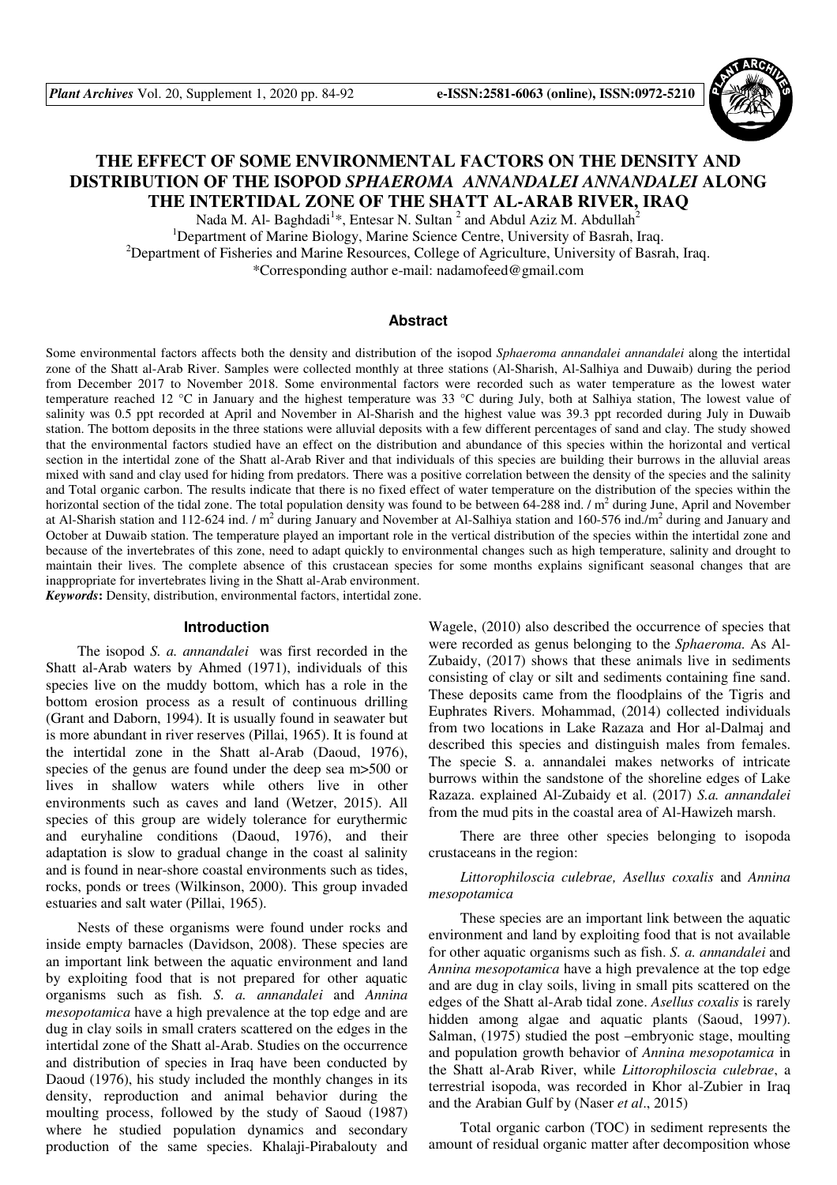# THE EFFECT OF SOME ENVIRONMENTAL FACTORS ON THE DENSITY AND DISTRIBUTION OF THE ISOPOD *SPHAEROMA ANNANDALEI ANNANDALEI* ALONG THE INTERTIDAL ZONE OF THE SHATT AL-ARAB RIVER, IRAQ

Nada M. Al- Baghdadi[1]*, Entesar N. Sultan [2] and Abdul Aziz M. Abdullah[2]

[1]Department of Marine Biology, Marine Science Centre, University of Basrah, Iraq.

[2]Department of Fisheries and Marine Resources, College of Agriculture, University of Basrah, Iraq.

*Corresponding author e-mail: nadamofeed@gmail.com

## Abstract

Some environmental factors affects both the density and distribution of the isopod *Sphaeroma annandalei annandalei* along the intertidal zone of the Shatt al-Arab River. Samples were collected monthly at three stations (Al-Sharish, Al-Salhiya and Duwaib) during the period from December 2017 to November 2018. Some environmental factors were recorded such as water temperature as the lowest water temperature reached 12 °C in January and the highest temperature was 33 °C during July, both at Salhiya station, The lowest value of salinity was 0.5 ppt recorded at April and November in Al-Sharish and the highest value was 39.3 ppt recorded during July in Duwaib station. The bottom deposits in the three stations were alluvial deposits with a few different percentages of sand and clay. The study showed that the environmental factors studied have an effect on the distribution and abundance of this species within the horizontal and vertical section in the intertidal zone of the Shatt al-Arab River and that individuals of this species are building their burrows in the alluvial areas mixed with sand and clay used for hiding from predators. There was a positive correlation between the density of the species and the salinity and Total organic carbon. The results indicate that there is no fixed effect of water temperature on the distribution of the species within the horizontal section of the tidal zone. The total population density was found to be between 64-288 ind. / m$^2$ during June, April and November at Al-Sharish station and 112-624 ind. / m$^2$ during January and November at Al-Salhiya station and 160-576 ind./m$^2$ during and January and October at Duwaib station. The temperature played an important role in the vertical distribution of the species within the intertidal zone and because of the invertebrates of this zone, need to adapt quickly to environmental changes such as high temperature, salinity and drought to maintain their lives. The complete absence of this crustacean species for some months explains significant seasonal changes that are inappropriate for invertebrates living in the Shatt al-Arab environment.

***Keywords*:** Density, distribution, environmental factors, intertidal zone.

## Introduction

The isopod *S. a. annandalei* was first recorded in the Shatt al-Arab waters by Ahmed (1971), individuals of this species live on the muddy bottom, which has a role in the bottom erosion process as a result of continuous drilling (Grant and Daborn, 1994). It is usually found in seawater but is more abundant in river reserves (Pillai, 1965). It is found at the intertidal zone in the Shatt al-Arab (Daoud, 1976), species of the genus are found under the deep sea m>500 or lives in shallow waters while others live in other environments such as caves and land (Wetzer, 2015). All species of this group are widely tolerance for eurythermic and euryhaline conditions (Daoud, 1976), and their adaptation is slow to gradual change in the coast al salinity and is found in near-shore coastal environments such as tides, rocks, ponds or trees (Wilkinson, 2000). This group invaded estuaries and salt water (Pillai, 1965).

Nests of these organisms were found under rocks and inside empty barnacles (Davidson, 2008). These species are an important link between the aquatic environment and land by exploiting food that is not prepared for other aquatic organisms such as fish. *S. a. annandalei* and *Annina mesopotamica* have a high prevalence at the top edge and are dug in clay soils in small craters scattered on the edges in the intertidal zone of the Shatt al-Arab. Studies on the occurrence and distribution of species in Iraq have been conducted by Daoud (1976), his study included the monthly changes in its density, reproduction and animal behavior during the moulting process, followed by the study of Saoud (1987) where he studied population dynamics and secondary production of the same species. Khalaji-Pirabalouty and Wagele, (2010) also described the occurrence of species that were recorded as genus belonging to the *Sphaeroma.* As Al-Zubaidy, (2017) shows that these animals live in sediments consisting of clay or silt and sediments containing fine sand. These deposits came from the floodplains of the Tigris and Euphrates Rivers. Mohammad, (2014) collected individuals from two locations in Lake Razaza and Hor al-Dalmaj and described this species and distinguish males from females. The specie S. a. annandalei makes networks of intricate burrows within the sandstone of the shoreline edges of Lake Razaza. explained Al-Zubaidy et al. (2017) *S.a. annandalei* from the mud pits in the coastal area of Al-Hawizeh marsh.

There are three other species belonging to isopoda crustaceans in the region:

*Littorophiloscia culebrae, Asellus coxalis* and *Annina mesopotamica*

These species are an important link between the aquatic environment and land by exploiting food that is not available for other aquatic organisms such as fish. *S. a. annandalei* and *Annina mesopotamica* have a high prevalence at the top edge and are dug in clay soils, living in small pits scattered on the edges of the Shatt al-Arab tidal zone. *Asellus coxalis* is rarely hidden among algae and aquatic plants (Saoud, 1997). Salman, (1975) studied the post –embryonic stage, moulting and population growth behavior of *Annina mesopotamica* in the Shatt al-Arab River, while *Littorophiloscia culebrae*, a terrestrial isopoda, was recorded in Khor al-Zubier in Iraq and the Arabian Gulf by (Naser *et al*., 2015)

Total organic carbon (TOC) in sediment represents the amount of residual organic matter after decomposition whose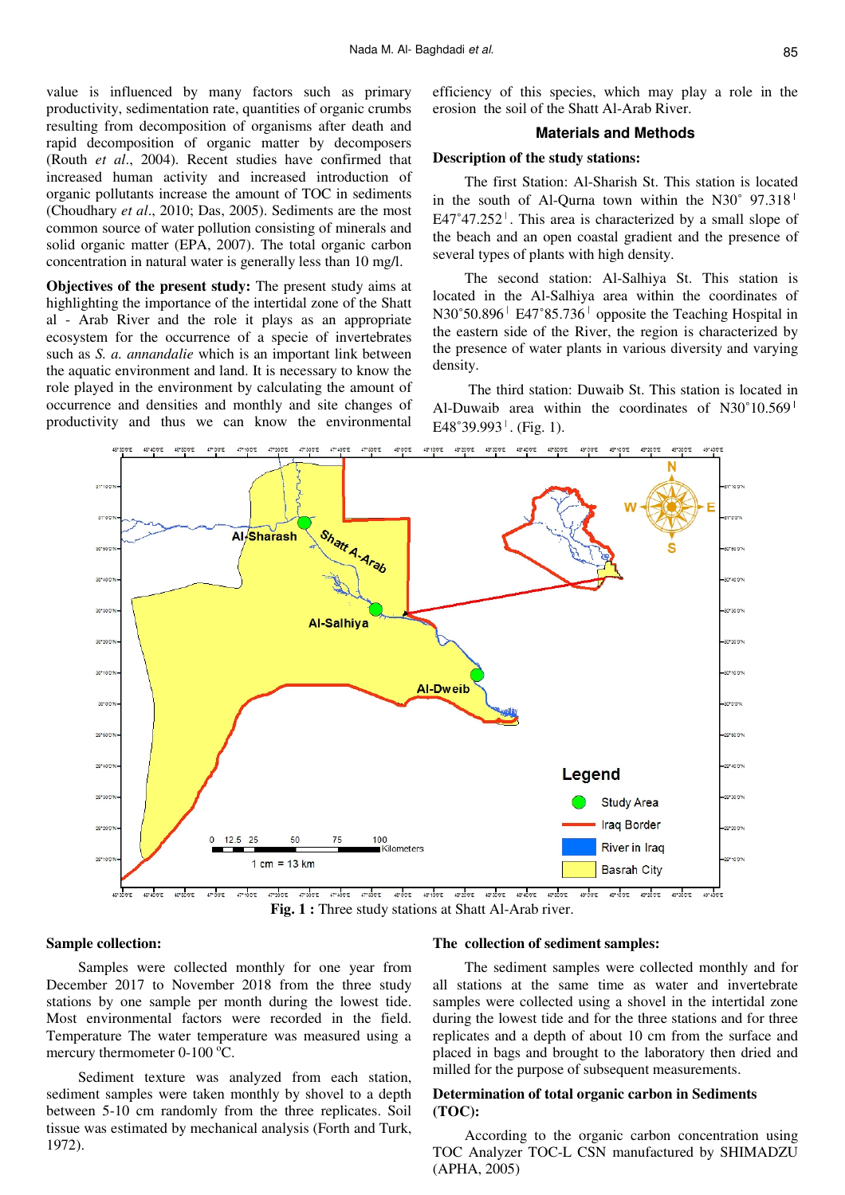value is influenced by many factors such as primary productivity, sedimentation rate, quantities of organic crumbs resulting from decomposition of organisms after death and rapid decomposition of organic matter by decomposers (Routh *et al*., 2004). Recent studies have confirmed that increased human activity and increased introduction of organic pollutants increase the amount of TOC in sediments (Choudhary *et al*., 2010; Das, 2005). Sediments are the most common source of water pollution consisting of minerals and solid organic matter (EPA, 2007). The total organic carbon concentration in natural water is generally less than 10 mg/l.

**Objectives of the present study:** The present study aims at highlighting the importance of the intertidal zone of the Shatt al - Arab River and the role it plays as an appropriate ecosystem for the occurrence of a specie of invertebrates such as *S. a. annandalie* which is an important link between the aquatic environment and land. It is necessary to know the role played in the environment by calculating the amount of occurrence and densities and monthly and site changes of productivity and thus we can know the environmental efficiency of this species, which may play a role in the erosion the soil of the Shatt Al-Arab River.

## Materials and Methods

### Description of the study stations:

The first Station: Al-Sharish St. This station is located in the south of Al-Qurna town within the N30˚ 97.318ǀ E47˚47.252ǀ. This area is characterized by a small slope of the beach and an open coastal gradient and the presence of several types of plants with high density.

The second station: Al-Salhiya St. This station is located in the Al-Salhiya area within the coordinates of N30˚50.896ǀ E47˚85.736ǀ opposite the Teaching Hospital in the eastern side of the River, the region is characterized by the presence of water plants in various diversity and varying density.

The third station: Duwaib St. This station is located in Al-Duwaib area within the coordinates of N30˚10.569ǀ E48˚39.993ǀ. (Fig. 1).

**Fig. 1 :** Three study stations at Shatt Al-Arab river.

### Sample collection:

Samples were collected monthly for one year from December 2017 to November 2018 from the three study stations by one sample per month during the lowest tide. Most environmental factors were recorded in the field. Temperature The water temperature was measured using a mercury thermometer 0-100 ºC.

Sediment texture was analyzed from each station, sediment samples were taken monthly by shovel to a depth between 5-10 cm randomly from the three replicates. Soil tissue was estimated by mechanical analysis (Forth and Turk, 1972).

### The collection of sediment samples:

The sediment samples were collected monthly and for all stations at the same time as water and invertebrate samples were collected using a shovel in the intertidal zone during the lowest tide and for the three stations and for three replicates and a depth of about 10 cm from the surface and placed in bags and brought to the laboratory then dried and milled for the purpose of subsequent measurements.

### Determination of total organic carbon in Sediments (TOC):

According to the organic carbon concentration using TOC Analyzer TOC-L CSN manufactured by SHIMADZU (APHA, 2005)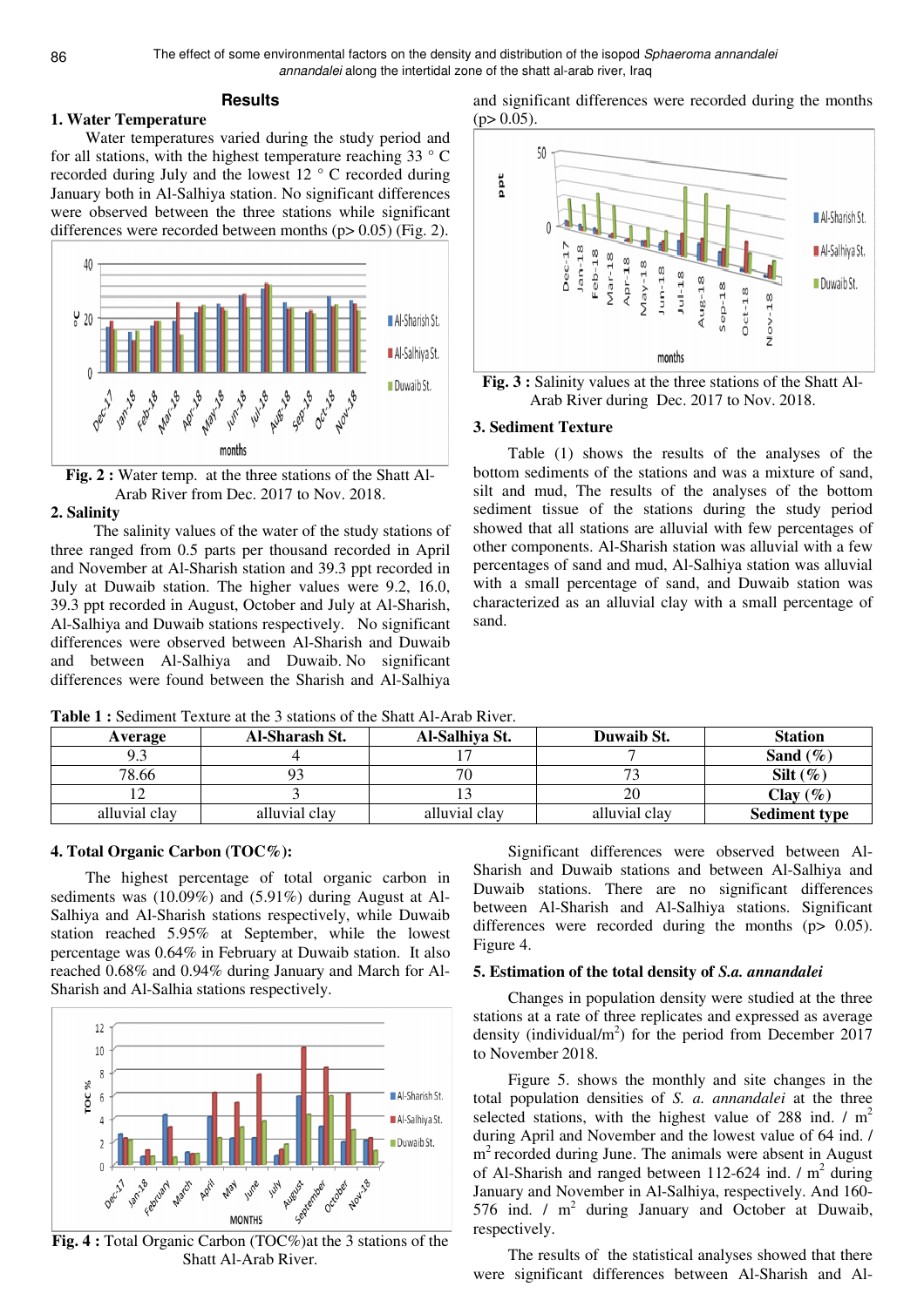## Results

### 1. Water Temperature

Water temperatures varied during the study period and for all stations, with the highest temperature reaching 33 ° C recorded during July and the lowest 12 ° C recorded during January both in Al-Salhiya station. No significant differences were observed between the three stations while significant differences were recorded between months (p> 0.05) (Fig. 2).

**Fig. 2 :** Water temp. at the three stations of the Shatt Al-Arab River from Dec. 2017 to Nov. 2018.

### 2. Salinity

The salinity values of the water of the study stations of three ranged from 0.5 parts per thousand recorded in April and November at Al-Sharish station and 39.3 ppt recorded in July at Duwaib station. The higher values were 9.2, 16.0, 39.3 ppt recorded in August, October and July at Al-Sharish, Al-Salhiya and Duwaib stations respectively. No significant differences were observed between Al-Sharish and Duwaib and between Al-Salhiya and Duwaib. No significant differences were found between the Sharish and Al-Salhiya and significant differences were recorded during the months (p> 0.05).

**Fig. 3 :** Salinity values at the three stations of the Shatt Al-Arab River during Dec. 2017 to Nov. 2018.

### 3. Sediment Texture

Table (1) shows the results of the analyses of the bottom sediments of the stations and was a mixture of sand, silt and mud, The results of the analyses of the bottom sediment tissue of the stations during the study period showed that all stations are alluvial with few percentages of other components. Al-Sharish station was alluvial with a few percentages of sand and mud, Al-Salhiya station was alluvial with a small percentage of sand, and Duwaib station was characterized as an alluvial clay with a small percentage of sand.

**Table 1 :** Sediment Texture at the 3 stations of the Shatt Al-Arab River.

| Average | Al-Sharash St. | Al-Salhiya St. | Duwaib St. | Station |
|---|---|---|---|---|
| 9.3 | 4 | 17 | 7 | **Sand (%)** |
| 78.66 | 93 | 70 | 73 | **Silt (%)** |
| 12 | 3 | 13 | 20 | **Clay (%)** |
| alluvial clay | alluvial clay | alluvial clay | alluvial clay | **Sediment type** |

### 4. Total Organic Carbon (TOC%):

The highest percentage of total organic carbon in sediments was (10.09%) and (5.91%) during August at Al-Salhiya and Al-Sharish stations respectively, while Duwaib station reached 5.95% at September, while the lowest percentage was 0.64% in February at Duwaib station. It also reached 0.68% and 0.94% during January and March for Al-Sharish and Al-Salhia stations respectively.

**Fig. 4 :** Total Organic Carbon (TOC%)at the 3 stations of the Shatt Al-Arab River.

Significant differences were observed between Al-Sharish and Duwaib stations and between Al-Salhiya and Duwaib stations. There are no significant differences between Al-Sharish and Al-Salhiya stations. Significant differences were recorded during the months (p> 0.05). Figure 4.

### 5. Estimation of the total density of *S.a. annandalei*

Changes in population density were studied at the three stations at a rate of three replicates and expressed as average density (individual/m$^2$) for the period from December 2017 to November 2018.

Figure 5. shows the monthly and site changes in the total population densities of *S. a. annandalei* at the three selected stations, with the highest value of 288 ind. / m$^2$ during April and November and the lowest value of 64 ind. / m$^2$ recorded during June. The animals were absent in August of Al-Sharish and ranged between 112-624 ind. / m$^2$ during January and November in Al-Salhiya, respectively. And 160-576 ind. / m$^2$ during January and October at Duwaib, respectively.

The results of the statistical analyses showed that there were significant differences between Al-Sharish and Al-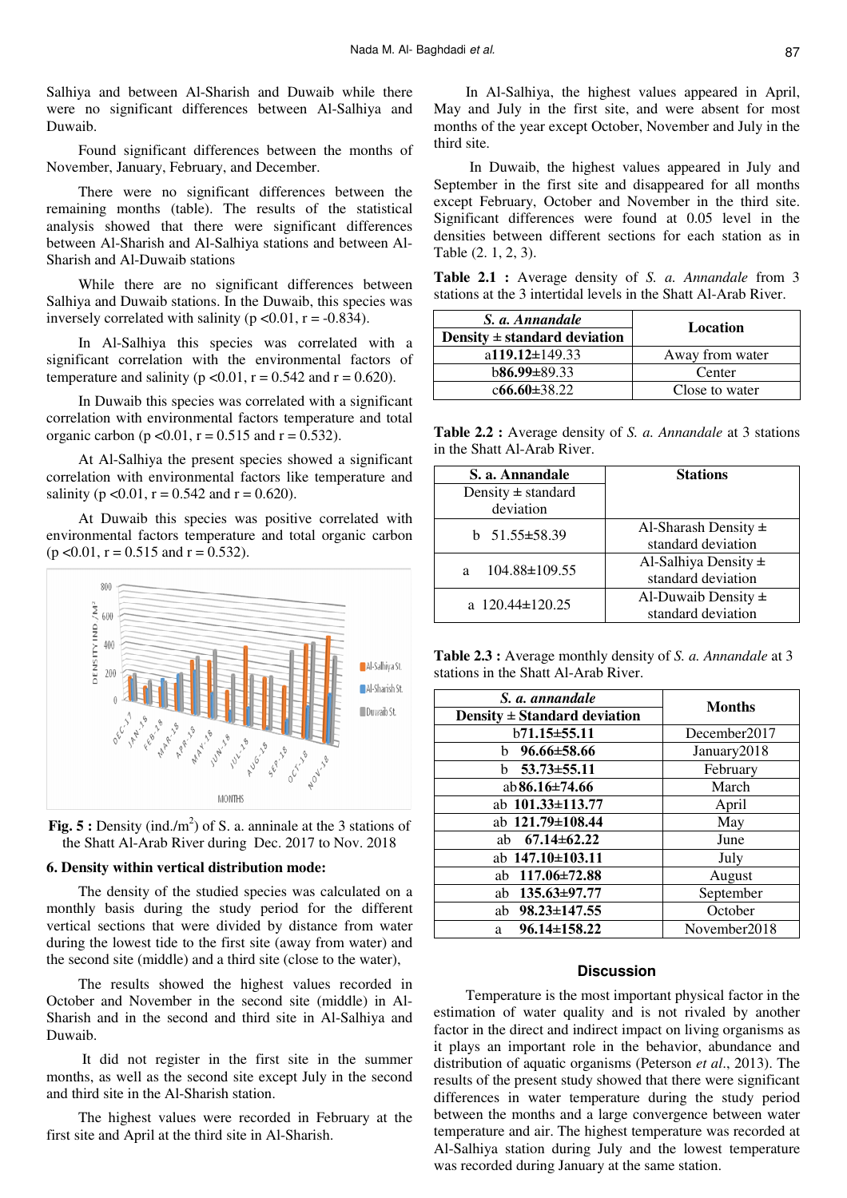Salhiya and between Al-Sharish and Duwaib while there were no significant differences between Al-Salhiya and Duwaib.

Found significant differences between the months of November, January, February, and December.

There were no significant differences between the remaining months (table). The results of the statistical analysis showed that there were significant differences between Al-Sharish and Al-Salhiya stations and between Al-Sharish and Al-Duwaib stations

While there are no significant differences between Salhiya and Duwaib stations. In the Duwaib, this species was inversely correlated with salinity ($p < 0.01$, $r = -0.834$).

In Al-Salhiya this species was correlated with a significant correlation with the environmental factors of temperature and salinity ($p < 0.01$, $r = 0.542$ and $r = 0.620$).

In Duwaib this species was correlated with a significant correlation with environmental factors temperature and total organic carbon ($p < 0.01$, $r = 0.515$ and $r = 0.532$).

At Al-Salhiya the present species showed a significant correlation with environmental factors like temperature and salinity ($p < 0.01$, $r = 0.542$ and $r = 0.620$).

At Duwaib this species was positive correlated with environmental factors temperature and total organic carbon ($p < 0.01$, $r = 0.515$ and $r = 0.532$).

**Fig. 5 :** Density (ind./$m^2$) of S. a. anninale at the 3 stations of the Shatt Al-Arab River during Dec. 2017 to Nov. 2018

**6. Density within vertical distribution mode:**

The density of the studied species was calculated on a monthly basis during the study period for the different vertical sections that were divided by distance from water during the lowest tide to the first site (away from water) and the second site (middle) and a third site (close to the water),

The results showed the highest values recorded in October and November in the second site (middle) in Al-Sharish and in the second and third site in Al-Salhiya and Duwaib.

It did not register in the first site in the summer months, as well as the second site except July in the second and third site in the Al-Sharish station.

The highest values were recorded in February at the first site and April at the third site in Al-Sharish.

In Al-Salhiya, the highest values appeared in April, May and July in the first site, and were absent for most months of the year except October, November and July in the third site.

In Duwaib, the highest values appeared in July and September in the first site and disappeared for all months except February, October and November in the third site. Significant differences were found at 0.05 level in the densities between different sections for each station as in Table (2. 1, 2, 3).

**Table 2.1 :** Average density of *S. a. Annandale* from 3 stations at the 3 intertidal levels in the Shatt Al-Arab River.

| *S. a. Annandale* Density ± standard deviation | Location |
|---|---|
| a**119.12**±149.33 | Away from water |
| b**86.99**±89.33 | Center |
| c**66.60**±38.22 | Close to water |

**Table 2.2 :** Average density of *S. a. Annandale* at 3 stations in the Shatt Al-Arab River.

| S. a. Annandale Density ± standard deviation | Stations |
|---|---|
| b 51.55±58.39 | Al-Sharash Density ± standard deviation |
| a 104.88±109.55 | Al-Salhiya Density ± standard deviation |
| a 120.44±120.25 | Al-Duwaib Density ± standard deviation |

**Table 2.3 :** Average monthly density of *S. a. Annandale* at 3 stations in the Shatt Al-Arab River.

| *S. a. annandale* Density ± Standard deviation | Months |
|---|---|
| b71.15±55.11 | December2017 |
| b **96.66±58.66** | January2018 |
| b **53.73±55.11** | February |
| ab**86.16±74.66** | March |
| ab **101.33±113.77** | April |
| ab **121.79±108.44** | May |
| ab **67.14±62.22** | June |
| ab **147.10±103.11** | July |
| ab **117.06±72.88** | August |
| ab **135.63±97.77** | September |
| ab **98.23±147.55** | October |
| a **96.14±158.22** | November2018 |

## Discussion

Temperature is the most important physical factor in the estimation of water quality and is not rivaled by another factor in the direct and indirect impact on living organisms as it plays an important role in the behavior, abundance and distribution of aquatic organisms (Peterson *et al*., 2013). The results of the present study showed that there were significant differences in water temperature during the study period between the months and a large convergence between water temperature and air. The highest temperature was recorded at Al-Salhiya station during July and the lowest temperature was recorded during January at the same station.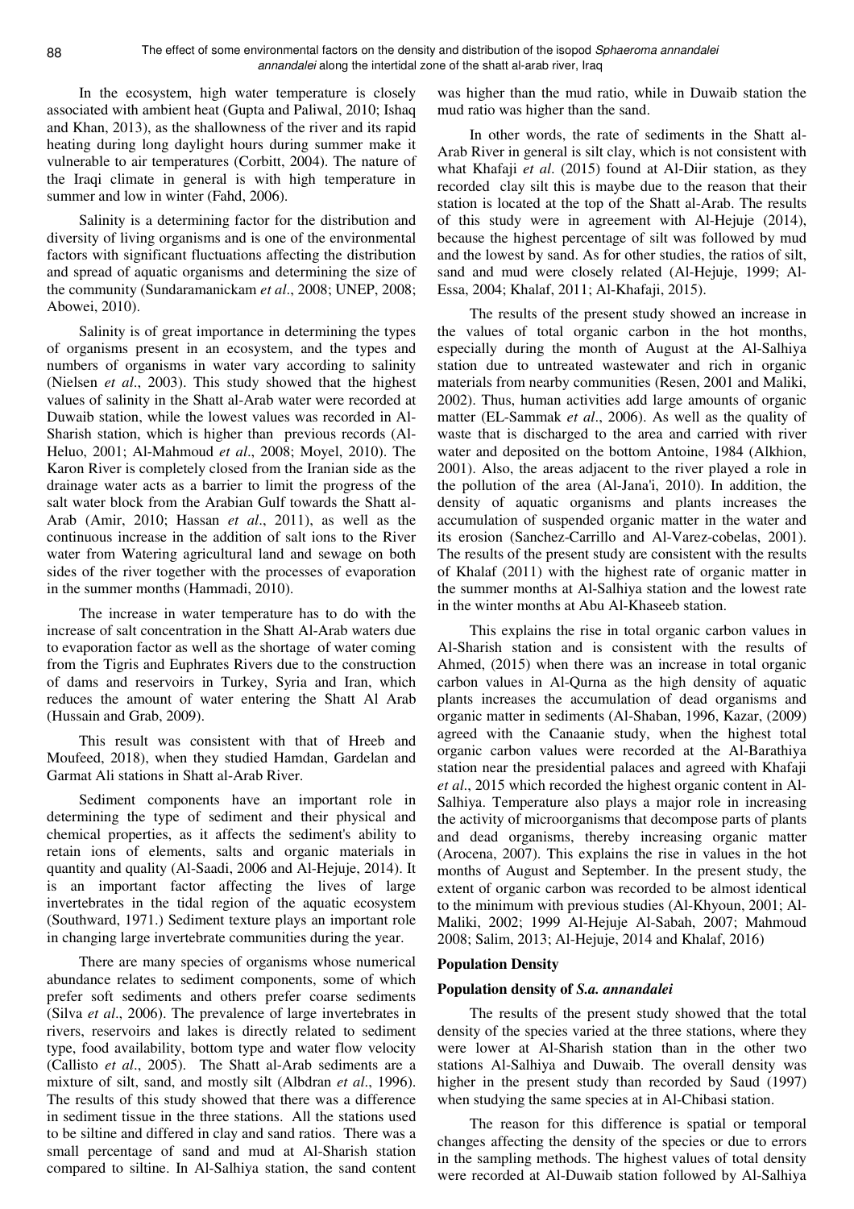In the ecosystem, high water temperature is closely associated with ambient heat (Gupta and Paliwal, 2010; Ishaq and Khan, 2013), as the shallowness of the river and its rapid heating during long daylight hours during summer make it vulnerable to air temperatures (Corbitt, 2004). The nature of the Iraqi climate in general is with high temperature in summer and low in winter (Fahd, 2006).

Salinity is a determining factor for the distribution and diversity of living organisms and is one of the environmental factors with significant fluctuations affecting the distribution and spread of aquatic organisms and determining the size of the community (Sundaramanickam *et al*., 2008; UNEP, 2008; Abowei, 2010).

Salinity is of great importance in determining the types of organisms present in an ecosystem, and the types and numbers of organisms in water vary according to salinity (Nielsen *et al*., 2003). This study showed that the highest values of salinity in the Shatt al-Arab water were recorded at Duwaib station, while the lowest values was recorded in Al-Sharish station, which is higher than previous records (Al-Heluo, 2001; Al-Mahmoud *et al*., 2008; Moyel, 2010). The Karon River is completely closed from the Iranian side as the drainage water acts as a barrier to limit the progress of the salt water block from the Arabian Gulf towards the Shatt al-Arab (Amir, 2010; Hassan *et al*., 2011), as well as the continuous increase in the addition of salt ions to the River water from Watering agricultural land and sewage on both sides of the river together with the processes of evaporation in the summer months (Hammadi, 2010).

The increase in water temperature has to do with the increase of salt concentration in the Shatt Al-Arab waters due to evaporation factor as well as the shortage of water coming from the Tigris and Euphrates Rivers due to the construction of dams and reservoirs in Turkey, Syria and Iran, which reduces the amount of water entering the Shatt Al Arab (Hussain and Grab, 2009).

This result was consistent with that of Hreeb and Moufeed, 2018), when they studied Hamdan, Gardelan and Garmat Ali stations in Shatt al-Arab River.

Sediment components have an important role in determining the type of sediment and their physical and chemical properties, as it affects the sediment's ability to retain ions of elements, salts and organic materials in quantity and quality (Al-Saadi, 2006 and Al-Hejuje, 2014). It is an important factor affecting the lives of large invertebrates in the tidal region of the aquatic ecosystem (Southward, 1971.) Sediment texture plays an important role in changing large invertebrate communities during the year.

There are many species of organisms whose numerical abundance relates to sediment components, some of which prefer soft sediments and others prefer coarse sediments (Silva *et al*., 2006). The prevalence of large invertebrates in rivers, reservoirs and lakes is directly related to sediment type, food availability, bottom type and water flow velocity (Callisto *et al*., 2005). The Shatt al-Arab sediments are a mixture of silt, sand, and mostly silt (Albdran *et al*., 1996). The results of this study showed that there was a difference in sediment tissue in the three stations. All the stations used to be siltine and differed in clay and sand ratios. There was a small percentage of sand and mud at Al-Sharish station compared to siltine. In Al-Salhiya station, the sand content was higher than the mud ratio, while in Duwaib station the mud ratio was higher than the sand.

In other words, the rate of sediments in the Shatt al-Arab River in general is silt clay, which is not consistent with what Khafaji *et al*. (2015) found at Al-Diir station, as they recorded clay silt this is maybe due to the reason that their station is located at the top of the Shatt al-Arab. The results of this study were in agreement with Al-Hejuje (2014), because the highest percentage of silt was followed by mud and the lowest by sand. As for other studies, the ratios of silt, sand and mud were closely related (Al-Hejuje, 1999; Al-Essa, 2004; Khalaf, 2011; Al-Khafaji, 2015).

The results of the present study showed an increase in the values of total organic carbon in the hot months, especially during the month of August at the Al-Salhiya station due to untreated wastewater and rich in organic materials from nearby communities (Resen, 2001 and Maliki, 2002). Thus, human activities add large amounts of organic matter (EL-Sammak *et al*., 2006). As well as the quality of waste that is discharged to the area and carried with river water and deposited on the bottom Antoine, 1984 (Alkhion, 2001). Also, the areas adjacent to the river played a role in the pollution of the area (Al-Jana'i, 2010). In addition, the density of aquatic organisms and plants increases the accumulation of suspended organic matter in the water and its erosion (Sanchez-Carrillo and Al-Varez-cobelas, 2001). The results of the present study are consistent with the results of Khalaf (2011) with the highest rate of organic matter in the summer months at Al-Salhiya station and the lowest rate in the winter months at Abu Al-Khaseeb station.

This explains the rise in total organic carbon values in Al-Sharish station and is consistent with the results of Ahmed, (2015) when there was an increase in total organic carbon values in Al-Qurna as the high density of aquatic plants increases the accumulation of dead organisms and organic matter in sediments (Al-Shaban, 1996, Kazar, (2009) agreed with the Canaanie study, when the highest total organic carbon values were recorded at the Al-Barathiya station near the presidential palaces and agreed with Khafaji *et al*., 2015 which recorded the highest organic content in Al-Salhiya. Temperature also plays a major role in increasing the activity of microorganisms that decompose parts of plants and dead organisms, thereby increasing organic matter (Arocena, 2007). This explains the rise in values in the hot months of August and September. In the present study, the extent of organic carbon was recorded to be almost identical to the minimum with previous studies (Al-Khyoun, 2001; Al-Maliki, 2002; 1999 Al-Hejuje Al-Sabah, 2007; Mahmoud 2008; Salim, 2013; Al-Hejuje, 2014 and Khalaf, 2016)

## Population Density

### Population density of *S.a. annandalei*

The results of the present study showed that the total density of the species varied at the three stations, where they were lower at Al-Sharish station than in the other two stations Al-Salhiya and Duwaib. The overall density was higher in the present study than recorded by Saud (1997) when studying the same species at in Al-Chibasi station.

The reason for this difference is spatial or temporal changes affecting the density of the species or due to errors in the sampling methods. The highest values of total density were recorded at Al-Duwaib station followed by Al-Salhiya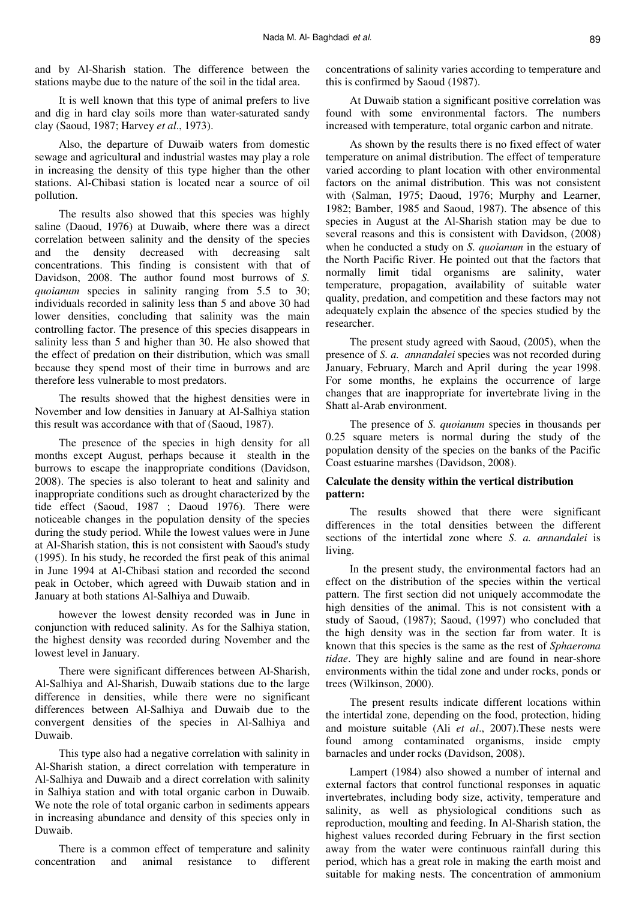and by Al-Sharish station. The difference between the stations maybe due to the nature of the soil in the tidal area.

It is well known that this type of animal prefers to live and dig in hard clay soils more than water-saturated sandy clay (Saoud, 1987; Harvey *et al*., 1973).

Also, the departure of Duwaib waters from domestic sewage and agricultural and industrial wastes may play a role in increasing the density of this type higher than the other stations. Al-Chibasi station is located near a source of oil pollution.

The results also showed that this species was highly saline (Daoud, 1976) at Duwaib, where there was a direct correlation between salinity and the density of the species and the density decreased with decreasing salt concentrations. This finding is consistent with that of Davidson, 2008. The author found most burrows of *S. quoianum* species in salinity ranging from 5.5 to 30; individuals recorded in salinity less than 5 and above 30 had lower densities, concluding that salinity was the main controlling factor. The presence of this species disappears in salinity less than 5 and higher than 30. He also showed that the effect of predation on their distribution, which was small because they spend most of their time in burrows and are therefore less vulnerable to most predators.

The results showed that the highest densities were in November and low densities in January at Al-Salhiya station this result was accordance with that of (Saoud, 1987).

The presence of the species in high density for all months except August, perhaps because it stealth in the burrows to escape the inappropriate conditions (Davidson, 2008). The species is also tolerant to heat and salinity and inappropriate conditions such as drought characterized by the tide effect (Saoud, 1987 ; Daoud 1976). There were noticeable changes in the population density of the species during the study period. While the lowest values were in June at Al-Sharish station, this is not consistent with Saoud's study (1995). In his study, he recorded the first peak of this animal in June 1994 at Al-Chibasi station and recorded the second peak in October, which agreed with Duwaib station and in January at both stations Al-Salhiya and Duwaib.

however the lowest density recorded was in June in conjunction with reduced salinity. As for the Salhiya station, the highest density was recorded during November and the lowest level in January.

There were significant differences between Al-Sharish, Al-Salhiya and Al-Sharish, Duwaib stations due to the large difference in densities, while there were no significant differences between Al-Salhiya and Duwaib due to the convergent densities of the species in Al-Salhiya and Duwaib.

This type also had a negative correlation with salinity in Al-Sharish station, a direct correlation with temperature in Al-Salhiya and Duwaib and a direct correlation with salinity in Salhiya station and with total organic carbon in Duwaib. We note the role of total organic carbon in sediments appears in increasing abundance and density of this species only in Duwaib.

There is a common effect of temperature and salinity concentration and animal resistance to different concentrations of salinity varies according to temperature and this is confirmed by Saoud (1987).

At Duwaib station a significant positive correlation was found with some environmental factors. The numbers increased with temperature, total organic carbon and nitrate.

As shown by the results there is no fixed effect of water temperature on animal distribution. The effect of temperature varied according to plant location with other environmental factors on the animal distribution. This was not consistent with (Salman, 1975; Daoud, 1976; Murphy and Learner, 1982; Bamber, 1985 and Saoud, 1987). The absence of this species in August at the Al-Sharish station may be due to several reasons and this is consistent with Davidson, (2008) when he conducted a study on *S. quoianum* in the estuary of the North Pacific River. He pointed out that the factors that normally limit tidal organisms are salinity, water temperature, propagation, availability of suitable water quality, predation, and competition and these factors may not adequately explain the absence of the species studied by the researcher.

The present study agreed with Saoud, (2005), when the presence of *S. a. annandalei* species was not recorded during January, February, March and April during the year 1998. For some months, he explains the occurrence of large changes that are inappropriate for invertebrate living in the Shatt al-Arab environment.

The presence of *S. quoianum* species in thousands per 0.25 square meters is normal during the study of the population density of the species on the banks of the Pacific Coast estuarine marshes (Davidson, 2008).

**Calculate the density within the vertical distribution pattern:**

The results showed that there were significant differences in the total densities between the different sections of the intertidal zone where *S. a. annandalei* is living.

In the present study, the environmental factors had an effect on the distribution of the species within the vertical pattern. The first section did not uniquely accommodate the high densities of the animal. This is not consistent with a study of Saoud, (1987); Saoud, (1997) who concluded that the high density was in the section far from water. It is known that this species is the same as the rest of *Sphaeroma tidae*. They are highly saline and are found in near-shore environments within the tidal zone and under rocks, ponds or trees (Wilkinson, 2000).

The present results indicate different locations within the intertidal zone, depending on the food, protection, hiding and moisture suitable (Ali *et al*., 2007).These nests were found among contaminated organisms, inside empty barnacles and under rocks (Davidson, 2008).

Lampert (1984) also showed a number of internal and external factors that control functional responses in aquatic invertebrates, including body size, activity, temperature and salinity, as well as physiological conditions such as reproduction, moulting and feeding. In Al-Sharish station, the highest values recorded during February in the first section away from the water were continuous rainfall during this period, which has a great role in making the earth moist and suitable for making nests. The concentration of ammonium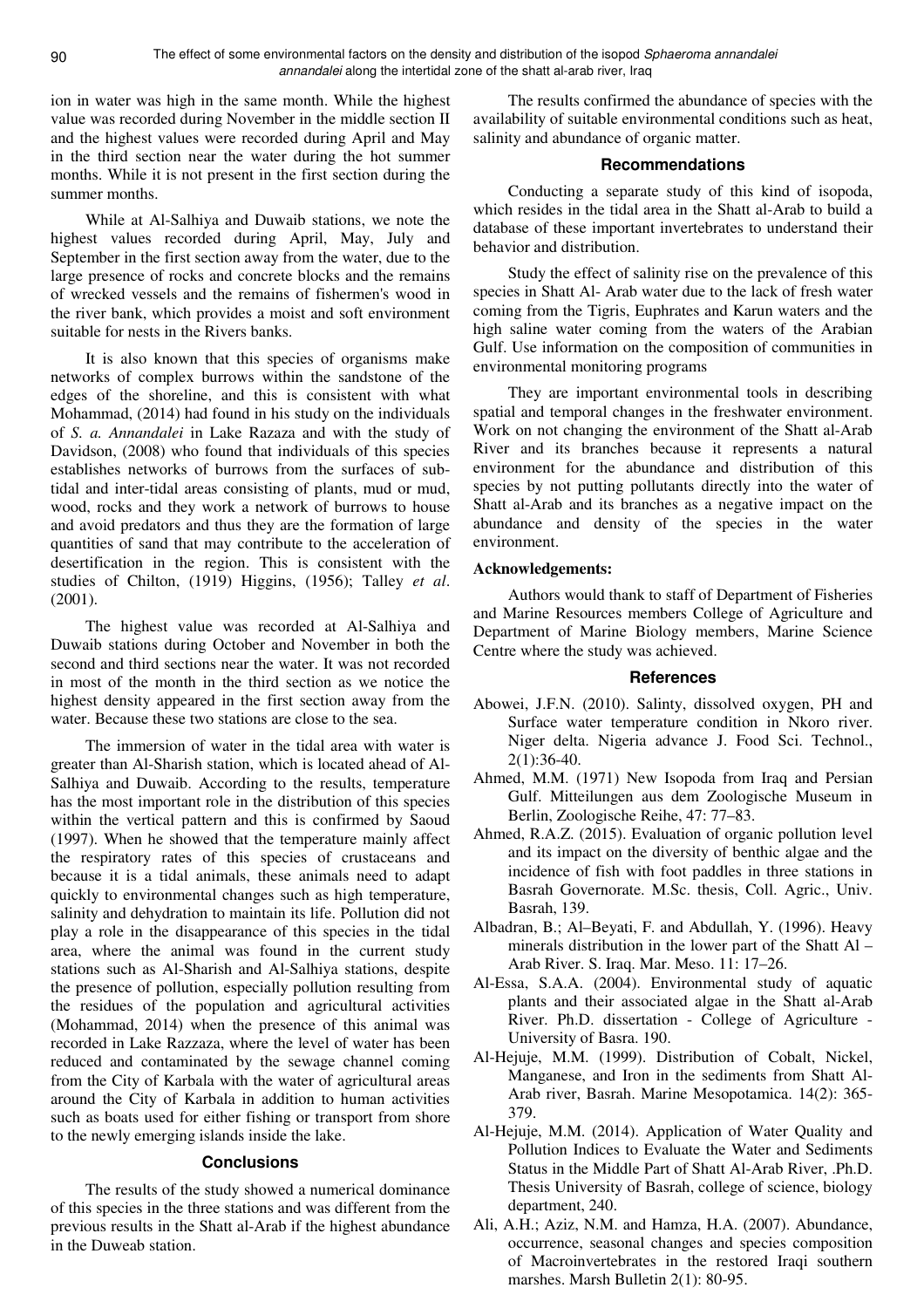ion in water was high in the same month. While the highest value was recorded during November in the middle section II and the highest values were recorded during April and May in the third section near the water during the hot summer months. While it is not present in the first section during the summer months.

While at Al-Salhiya and Duwaib stations, we note the highest values recorded during April, May, July and September in the first section away from the water, due to the large presence of rocks and concrete blocks and the remains of wrecked vessels and the remains of fishermen's wood in the river bank, which provides a moist and soft environment suitable for nests in the Rivers banks.

It is also known that this species of organisms make networks of complex burrows within the sandstone of the edges of the shoreline, and this is consistent with what Mohammad, (2014) had found in his study on the individuals of *S. a. Annandalei* in Lake Razaza and with the study of Davidson, (2008) who found that individuals of this species establishes networks of burrows from the surfaces of sub-tidal and inter-tidal areas consisting of plants, mud or mud, wood, rocks and they work a network of burrows to house and avoid predators and thus they are the formation of large quantities of sand that may contribute to the acceleration of desertification in the region. This is consistent with the studies of Chilton, (1919) Higgins, (1956); Talley *et al*. (2001).

The highest value was recorded at Al-Salhiya and Duwaib stations during October and November in both the second and third sections near the water. It was not recorded in most of the month in the third section as we notice the highest density appeared in the first section away from the water. Because these two stations are close to the sea.

The immersion of water in the tidal area with water is greater than Al-Sharish station, which is located ahead of Al-Salhiya and Duwaib. According to the results, temperature has the most important role in the distribution of this species within the vertical pattern and this is confirmed by Saoud (1997). When he showed that the temperature mainly affect the respiratory rates of this species of crustaceans and because it is a tidal animals, these animals need to adapt quickly to environmental changes such as high temperature, salinity and dehydration to maintain its life. Pollution did not play a role in the disappearance of this species in the tidal area, where the animal was found in the current study stations such as Al-Sharish and Al-Salhiya stations, despite the presence of pollution, especially pollution resulting from the residues of the population and agricultural activities (Mohammad, 2014) when the presence of this animal was recorded in Lake Razzaza, where the level of water has been reduced and contaminated by the sewage channel coming from the City of Karbala with the water of agricultural areas around the City of Karbala in addition to human activities such as boats used for either fishing or transport from shore to the newly emerging islands inside the lake.

## Conclusions

The results of the study showed a numerical dominance of this species in the three stations and was different from the previous results in the Shatt al-Arab if the highest abundance in the Duweab station.

The results confirmed the abundance of species with the availability of suitable environmental conditions such as heat, salinity and abundance of organic matter.

## Recommendations

Conducting a separate study of this kind of isopoda, which resides in the tidal area in the Shatt al-Arab to build a database of these important invertebrates to understand their behavior and distribution.

Study the effect of salinity rise on the prevalence of this species in Shatt Al- Arab water due to the lack of fresh water coming from the Tigris, Euphrates and Karun waters and the high saline water coming from the waters of the Arabian Gulf. Use information on the composition of communities in environmental monitoring programs

They are important environmental tools in describing spatial and temporal changes in the freshwater environment. Work on not changing the environment of the Shatt al-Arab River and its branches because it represents a natural environment for the abundance and distribution of this species by not putting pollutants directly into the water of Shatt al-Arab and its branches as a negative impact on the abundance and density of the species in the water environment.

**Acknowledgements:**

Authors would thank to staff of Department of Fisheries and Marine Resources members College of Agriculture and Department of Marine Biology members, Marine Science Centre where the study was achieved.

## References

Abowei, J.F.N. (2010). Salinty, dissolved oxygen, PH and Surface water temperature condition in Nkoro river. Niger delta. Nigeria advance J. Food Sci. Technol., 2(1):36-40.

Ahmed, M.M. (1971) New Isopoda from Iraq and Persian Gulf. Mitteilungen aus dem Zoologische Museum in Berlin, Zoologische Reihe, 47: 77–83.

Ahmed, R.A.Z. (2015). Evaluation of organic pollution level and its impact on the diversity of benthic algae and the incidence of fish with foot paddles in three stations in Basrah Governorate. M.Sc. thesis, Coll. Agric., Univ. Basrah, 139.

Albadran, B.; Al–Beyati, F. and Abdullah, Y. (1996). Heavy minerals distribution in the lower part of the Shatt Al – Arab River. S. Iraq. Mar. Meso. 11: 17–26.

Al-Essa, S.A.A. (2004). Environmental study of aquatic plants and their associated algae in the Shatt al-Arab River. Ph.D. dissertation - College of Agriculture - University of Basra. 190.

Al-Hejuje, M.M. (1999). Distribution of Cobalt, Nickel, Manganese, and Iron in the sediments from Shatt Al-Arab river, Basrah. Marine Mesopotamica. 14(2): 365-379.

Al-Hejuje, M.M. (2014). Application of Water Quality and Pollution Indices to Evaluate the Water and Sediments Status in the Middle Part of Shatt Al-Arab River, .Ph.D. Thesis University of Basrah, college of science, biology department, 240.

Ali, A.H.; Aziz, N.M. and Hamza, H.A. (2007). Abundance, occurrence, seasonal changes and species composition of Macroinvertebrates in the restored Iraqi southern marshes. Marsh Bulletin 2(1): 80-95.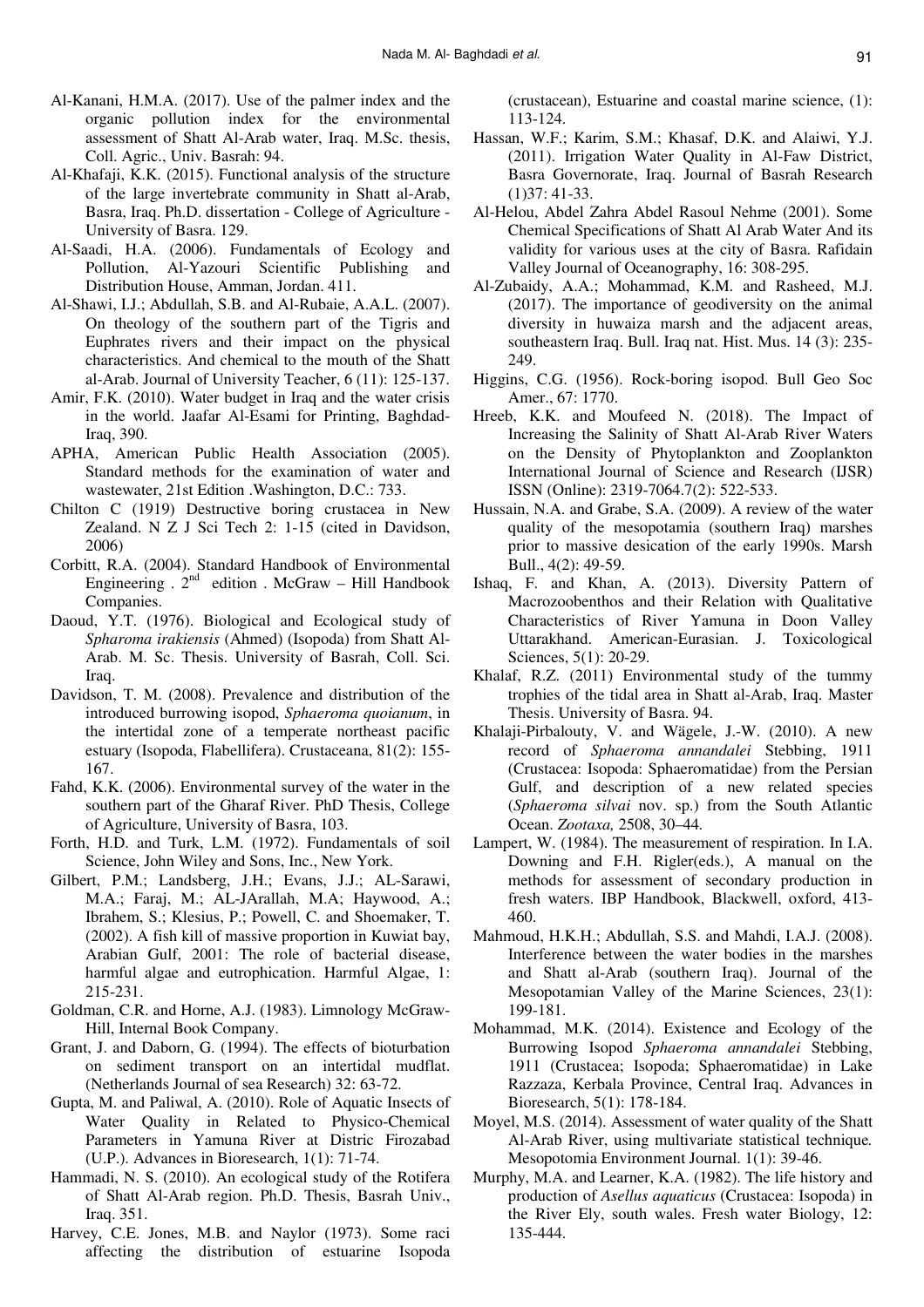Al-Kanani, H.M.A. (2017). Use of the palmer index and the organic pollution index for the environmental assessment of Shatt Al-Arab water, Iraq. M.Sc. thesis, Coll. Agric., Univ. Basrah: 94.

Al-Khafaji, K.K. (2015). Functional analysis of the structure of the large invertebrate community in Shatt al-Arab, Basra, Iraq. Ph.D. dissertation - College of Agriculture - University of Basra. 129.

Al-Saadi, H.A. (2006). Fundamentals of Ecology and Pollution, Al-Yazouri Scientific Publishing and Distribution House, Amman, Jordan. 411.

Al-Shawi, I.J.; Abdullah, S.B. and Al-Rubaie, A.A.L. (2007). On theology of the southern part of the Tigris and Euphrates rivers and their impact on the physical characteristics. And chemical to the mouth of the Shatt al-Arab. Journal of University Teacher, 6 (11): 125-137.

Amir, F.K. (2010). Water budget in Iraq and the water crisis in the world. Jaafar Al-Esami for Printing, Baghdad-Iraq, 390.

APHA, American Public Health Association (2005). Standard methods for the examination of water and wastewater, 21st Edition .Washington, D.C.: 733.

Chilton C (1919) Destructive boring crustacea in New Zealand. N Z J Sci Tech 2: 1-15 (cited in Davidson, 2006)

Corbitt, R.A. (2004). Standard Handbook of Environmental Engineering . 2nd edition . McGraw – Hill Handbook Companies.

Daoud, Y.T. (1976). Biological and Ecological study of *Spharoma irakiensis* (Ahmed) (Isopoda) from Shatt Al-Arab. M. Sc. Thesis. University of Basrah, Coll. Sci. Iraq.

Davidson, T. M. (2008). Prevalence and distribution of the introduced burrowing isopod, *Sphaeroma quoianum*, in the intertidal zone of a temperate northeast pacific estuary (Isopoda, Flabellifera). Crustaceana, 81(2): 155-167.

Fahd, K.K. (2006). Environmental survey of the water in the southern part of the Gharaf River. PhD Thesis, College of Agriculture, University of Basra, 103.

Forth, H.D. and Turk, L.M. (1972). Fundamentals of soil Science, John Wiley and Sons, Inc., New York.

Gilbert, P.M.; Landsberg, J.H.; Evans, J.J.; AL-Sarawi, M.A.; Faraj, M.; AL-JArallah, M.A; Haywood, A.; Ibrahem, S.; Klesius, P.; Powell, C. and Shoemaker, T. (2002). A fish kill of massive proportion in Kuwiat bay, Arabian Gulf, 2001: The role of bacterial disease, harmful algae and eutrophication. Harmful Algae, 1: 215-231.

Goldman, C.R. and Horne, A.J. (1983). Limnology McGraw-Hill, Internal Book Company.

Grant, J. and Daborn, G. (1994). The effects of bioturbation on sediment transport on an intertidal mudflat. (Netherlands Journal of sea Research) 32: 63-72.

Gupta, M. and Paliwal, A. (2010). Role of Aquatic Insects of Water Quality in Related to Physico-Chemical Parameters in Yamuna River at Distric Firozabad (U.P.). Advances in Bioresearch, 1(1): 71-74.

Hammadi, N. S. (2010). An ecological study of the Rotifera of Shatt Al-Arab region. Ph.D. Thesis, Basrah Univ., Iraq. 351.

Harvey, C.E. Jones, M.B. and Naylor (1973). Some raci affecting the distribution of estuarine Isopoda (crustacean), Estuarine and coastal marine science, (1): 113-124.

Hassan, W.F.; Karim, S.M.; Khasaf, D.K. and Alaiwi, Y.J. (2011). Irrigation Water Quality in Al-Faw District, Basra Governorate, Iraq. Journal of Basrah Research (1)37: 41-33.

Al-Helou, Abdel Zahra Abdel Rasoul Nehme (2001). Some Chemical Specifications of Shatt Al Arab Water And its validity for various uses at the city of Basra. Rafidain Valley Journal of Oceanography, 16: 308-295.

Al-Zubaidy, A.A.; Mohammad, K.M. and Rasheed, M.J. (2017). The importance of geodiversity on the animal diversity in huwaiza marsh and the adjacent areas, southeastern Iraq. Bull. Iraq nat. Hist. Mus. 14 (3): 235-249.

Higgins, C.G. (1956). Rock-boring isopod. Bull Geo Soc Amer., 67: 1770.

Hreeb, K.K. and Moufeed N. (2018). The Impact of Increasing the Salinity of Shatt Al-Arab River Waters on the Density of Phytoplankton and Zooplankton International Journal of Science and Research (IJSR) ISSN (Online): 2319-7064.7(2): 522-533.

Hussain, N.A. and Grabe, S.A. (2009). A review of the water quality of the mesopotamia (southern Iraq) marshes prior to massive desication of the early 1990s. Marsh Bull., 4(2): 49-59.

Ishaq, F. and Khan, A. (2013). Diversity Pattern of Macrozoobenthos and their Relation with Qualitative Characteristics of River Yamuna in Doon Valley Uttarakhand. American-Eurasian. J. Toxicological Sciences, 5(1): 20-29.

Khalaf, R.Z. (2011) Environmental study of the tummy trophies of the tidal area in Shatt al-Arab, Iraq. Master Thesis. University of Basra. 94.

Khalaji-Pirbalouty, V. and Wägele, J.-W. (2010). A new record of *Sphaeroma annandalei* Stebbing, 1911 (Crustacea: Isopoda: Sphaeromatidae) from the Persian Gulf, and description of a new related species (*Sphaeroma silvai* nov. sp.) from the South Atlantic Ocean. *Zootaxa,* 2508, 30–44.

Lampert, W. (1984). The measurement of respiration. In I.A. Downing and F.H. Rigler(eds.), A manual on the methods for assessment of secondary production in fresh waters. IBP Handbook, Blackwell, oxford, 413-460.

Mahmoud, H.K.H.; Abdullah, S.S. and Mahdi, I.A.J. (2008). Interference between the water bodies in the marshes and Shatt al-Arab (southern Iraq). Journal of the Mesopotamian Valley of the Marine Sciences, 23(1): 199-181.

Mohammad, M.K. (2014). Existence and Ecology of the Burrowing Isopod *Sphaeroma annandalei* Stebbing, 1911 (Crustacea; Isopoda; Sphaeromatidae) in Lake Razzaza, Kerbala Province, Central Iraq. Advances in Bioresearch, 5(1): 178-184.

Moyel, M.S. (2014). Assessment of water quality of the Shatt Al-Arab River, using multivariate statistical technique*.* Mesopotomia Environment Journal. 1(1): 39-46.

Murphy, M.A. and Learner, K.A. (1982). The life history and production of *Asellus aquaticus* (Crustacea: Isopoda) in the River Ely, south wales. Fresh water Biology, 12: 135-444.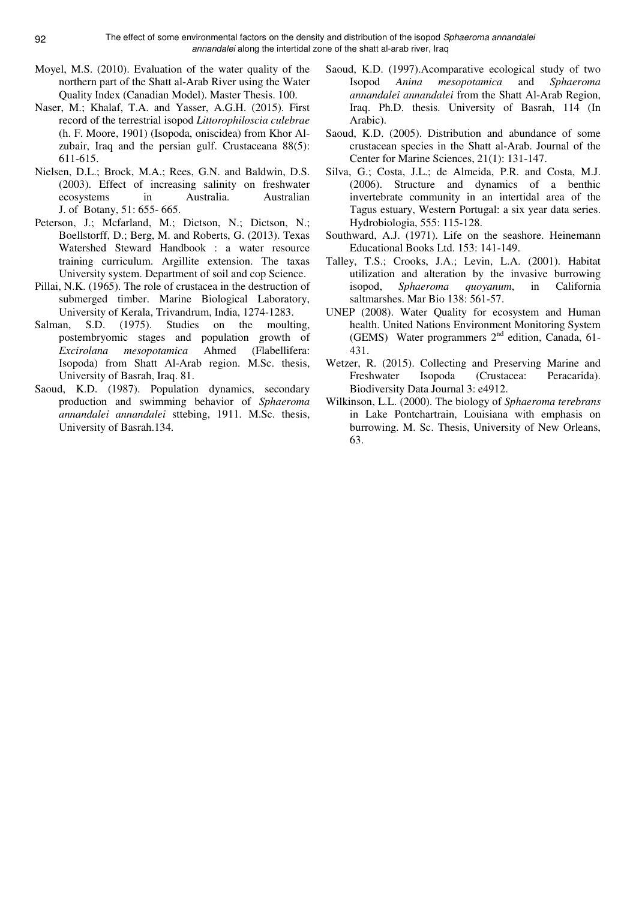Moyel, M.S. (2010). Evaluation of the water quality of the northern part of the Shatt al-Arab River using the Water Quality Index (Canadian Model). Master Thesis. 100.

Naser, M.; Khalaf, T.A. and Yasser, A.G.H. (2015). First record of the terrestrial isopod *Littorophiloscia culebrae* (h. F. Moore, 1901) (Isopoda, oniscidea) from Khor Al-zubair, Iraq and the persian gulf. Crustaceana 88(5): 611-615.

Nielsen, D.L.; Brock, M.A.; Rees, G.N. and Baldwin, D.S. (2003). Effect of increasing salinity on freshwater ecosystems in Australia. Australian J. of Botany, 51: 655- 665.

Peterson, J.; Mcfarland, M.; Dictson, N.; Dictson, N.; Boellstorff, D.; Berg, M. and Roberts, G. (2013). Texas Watershed Steward Handbook : a water resource training curriculum. Argillite extension. The taxas University system. Department of soil and cop Science.

Pillai, N.K. (1965). The role of crustacea in the destruction of submerged timber. Marine Biological Laboratory, University of Kerala, Trivandrum, India, 1274-1283.

Salman, S.D. (1975). Studies on the moulting, postembryomic stages and population growth of *Excirolana mesopotamica* Ahmed (Flabellifera: Isopoda) from Shatt Al-Arab region. M.Sc. thesis, University of Basrah, Iraq. 81.

Saoud, K.D. (1987). Population dynamics, secondary production and swimming behavior of *Sphaeroma annandalei annandalei* sttebing, 1911. M.Sc. thesis, University of Basrah.134.

Saoud, K.D. (1997).Acomparative ecological study of two Isopod *Anina mesopotamica* and *Sphaeroma annandalei annandalei* from the Shatt Al-Arab Region, Iraq. Ph.D. thesis. University of Basrah, 114 (In Arabic).

Saoud, K.D. (2005). Distribution and abundance of some crustacean species in the Shatt al-Arab. Journal of the Center for Marine Sciences, 21(1): 131-147.

Silva, G.; Costa, J.L.; de Almeida, P.R. and Costa, M.J. (2006). Structure and dynamics of a benthic invertebrate community in an intertidal area of the Tagus estuary, Western Portugal: a six year data series. Hydrobiologia, 555: 115-128.

Southward, A.J. (1971). Life on the seashore. Heinemann Educational Books Ltd. 153: 141-149.

Talley, T.S.; Crooks, J.A.; Levin, L.A. (2001). Habitat utilization and alteration by the invasive burrowing isopod, *Sphaeroma quoyanum*, in California saltmarshes. Mar Bio 138: 561-57.

UNEP (2008). Water Quality for ecosystem and Human health. United Nations Environment Monitoring System (GEMS) Water programmers 2nd edition, Canada, 61-431.

Wetzer, R. (2015). Collecting and Preserving Marine and Freshwater Isopoda (Crustacea: Peracarida). Biodiversity Data Journal 3: e4912.

Wilkinson, L.L. (2000). The biology of *Sphaeroma terebrans* in Lake Pontchartrain, Louisiana with emphasis on burrowing. M. Sc. Thesis, University of New Orleans, 63.